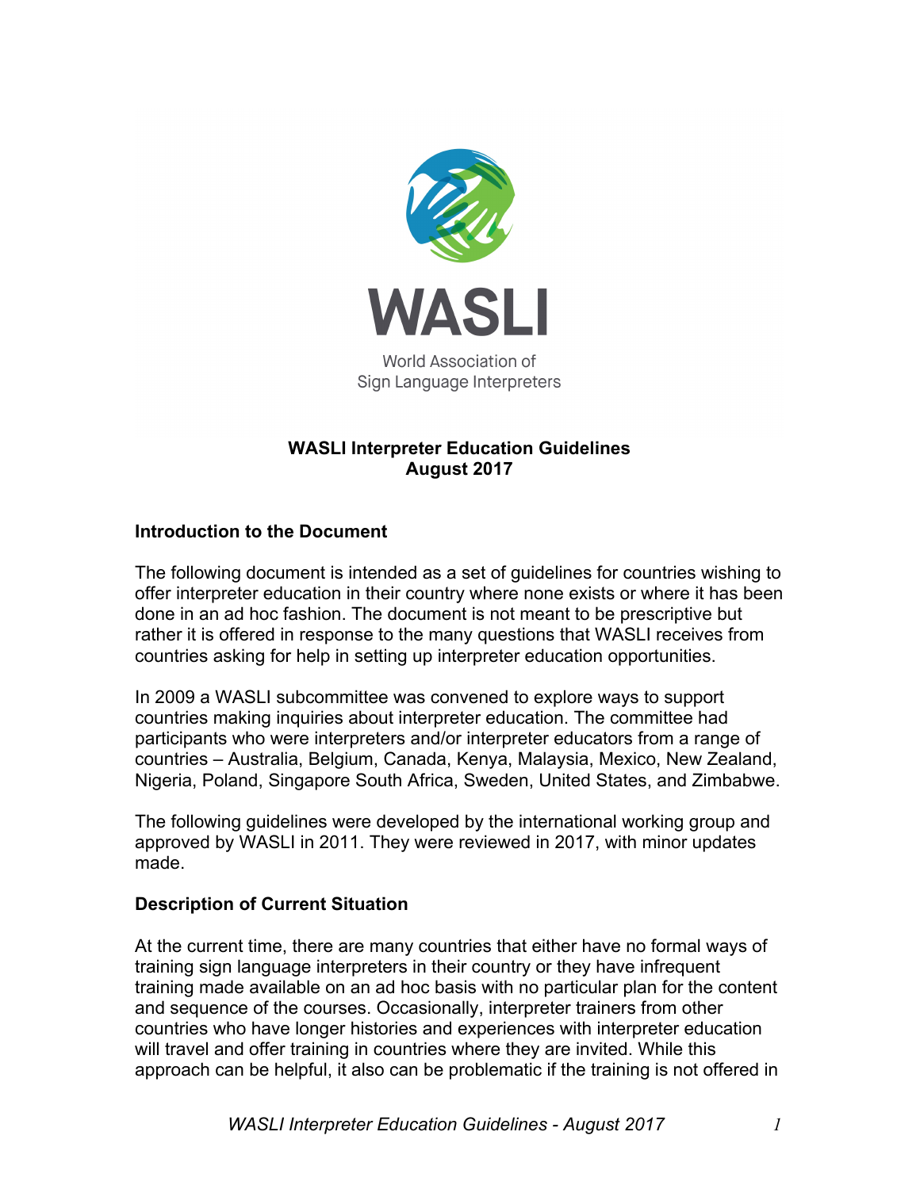WASLI

World Association of Sign Language Interpreters

# WASLI Interpreter Education Guidelines August 2017

## Introduction to the Document

The following document is intended as a set of guidelines for countries wishing to offer interpreter education in their country where none exists or where it has been done in an ad hoc fashion. The document is not meant to be prescriptive but rather it is offered in response to the many questions that WASLI receives from countries asking for help in setting up interpreter education opportunities.

In 2009 a WASLI subcommittee was convened to explore ways to support countries making inquiries about interpreter education. The committee had participants who were interpreters and/or interpreter educators from a range of countries – Australia, Belgium, Canada, Kenya, Malaysia, Mexico, New Zealand, Nigeria, Poland, Singapore South Africa, Sweden, United States, and Zimbabwe.

The following guidelines were developed by the international working group and approved by WASLI in 2011. They were reviewed in 2017, with minor updates made.

## Description of Current Situation

At the current time, there are many countries that either have no formal ways of training sign language interpreters in their country or they have infrequent training made available on an ad hoc basis with no particular plan for the content and sequence of the courses. Occasionally, interpreter trainers from other countries who have longer histories and experiences with interpreter education will travel and offer training in countries where they are invited. While this approach can be helpful, it also can be problematic if the training is not offered in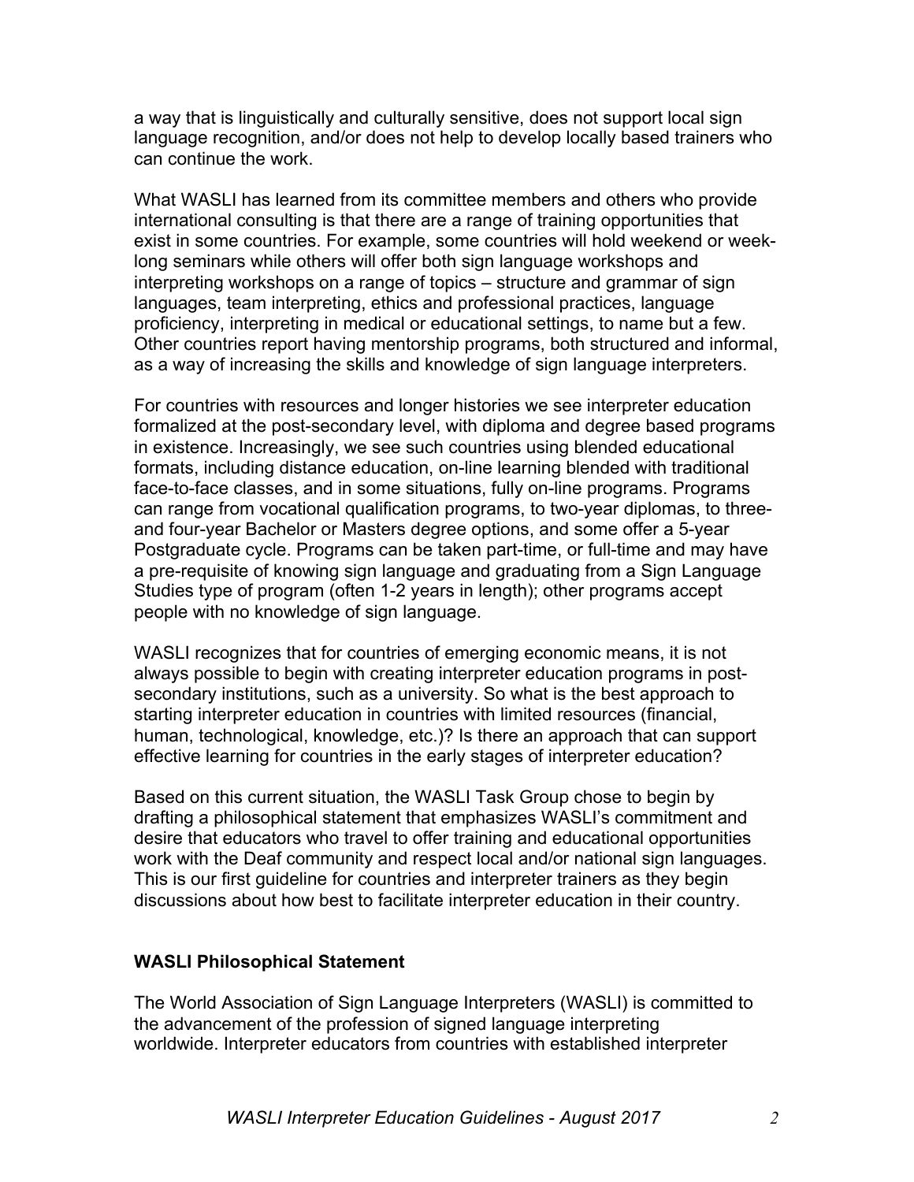a way that is linguistically and culturally sensitive, does not support local sign language recognition, and/or does not help to develop locally based trainers who can continue the work.

What WASLI has learned from its committee members and others who provide international consulting is that there are a range of training opportunities that exist in some countries. For example, some countries will hold weekend or week-long seminars while others will offer both sign language workshops and interpreting workshops on a range of topics – structure and grammar of sign languages, team interpreting, ethics and professional practices, language proficiency, interpreting in medical or educational settings, to name but a few. Other countries report having mentorship programs, both structured and informal, as a way of increasing the skills and knowledge of sign language interpreters.

For countries with resources and longer histories we see interpreter education formalized at the post-secondary level, with diploma and degree based programs in existence. Increasingly, we see such countries using blended educational formats, including distance education, on-line learning blended with traditional face-to-face classes, and in some situations, fully on-line programs. Programs can range from vocational qualification programs, to two-year diplomas, to three- and four-year Bachelor or Masters degree options, and some offer a 5-year Postgraduate cycle. Programs can be taken part-time, or full-time and may have a pre-requisite of knowing sign language and graduating from a Sign Language Studies type of program (often 1-2 years in length); other programs accept people with no knowledge of sign language.

WASLI recognizes that for countries of emerging economic means, it is not always possible to begin with creating interpreter education programs in post-secondary institutions, such as a university. So what is the best approach to starting interpreter education in countries with limited resources (financial, human, technological, knowledge, etc.)? Is there an approach that can support effective learning for countries in the early stages of interpreter education?

Based on this current situation, the WASLI Task Group chose to begin by drafting a philosophical statement that emphasizes WASLI's commitment and desire that educators who travel to offer training and educational opportunities work with the Deaf community and respect local and/or national sign languages. This is our first guideline for countries and interpreter trainers as they begin discussions about how best to facilitate interpreter education in their country.

**WASLI Philosophical Statement**

The World Association of Sign Language Interpreters (WASLI) is committed to the advancement of the profession of signed language interpreting worldwide. Interpreter educators from countries with established interpreter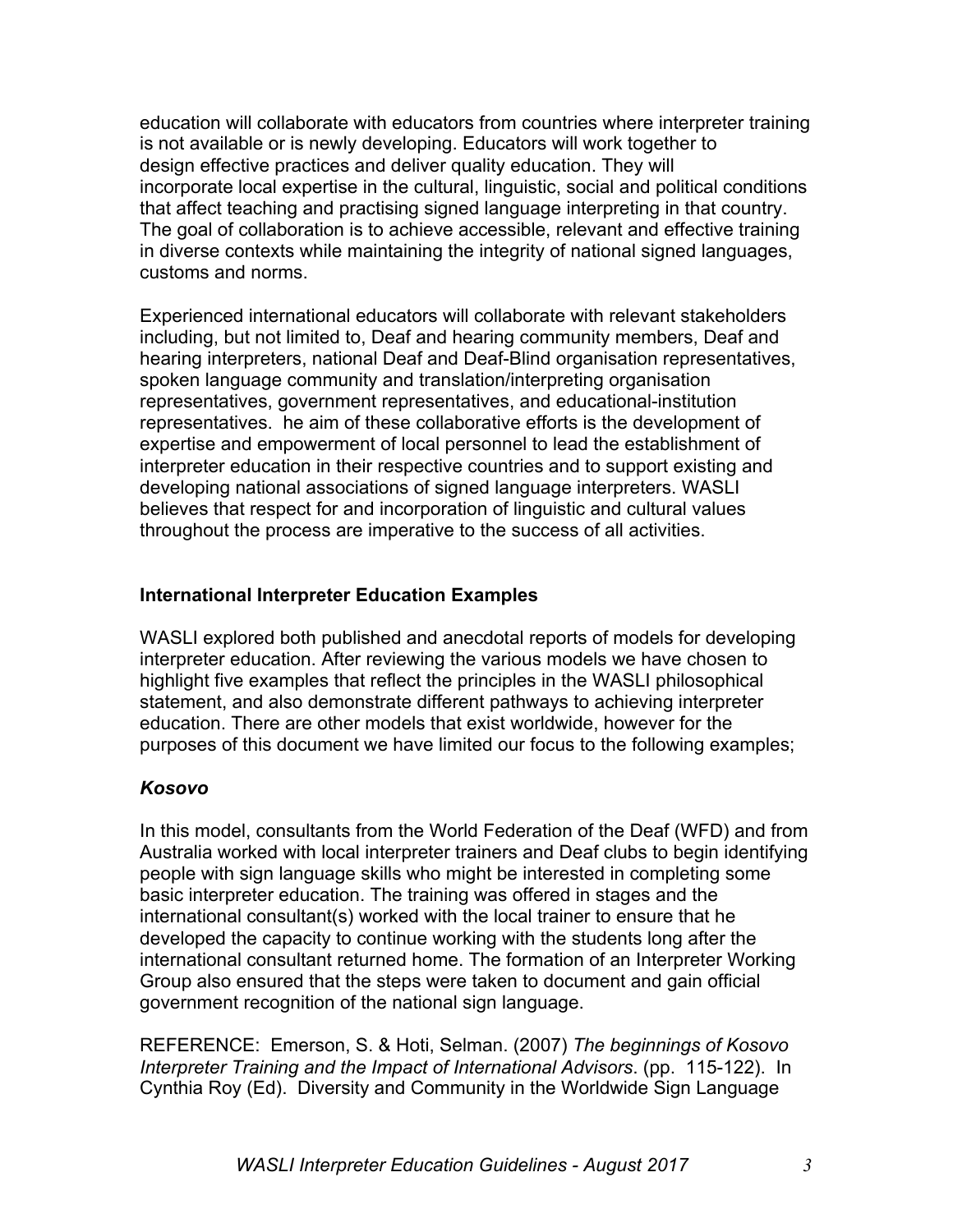education will collaborate with educators from countries where interpreter training is not available or is newly developing. Educators will work together to design effective practices and deliver quality education. They will incorporate local expertise in the cultural, linguistic, social and political conditions that affect teaching and practising signed language interpreting in that country. The goal of collaboration is to achieve accessible, relevant and effective training in diverse contexts while maintaining the integrity of national signed languages, customs and norms.

Experienced international educators will collaborate with relevant stakeholders including, but not limited to, Deaf and hearing community members, Deaf and hearing interpreters, national Deaf and Deaf-Blind organisation representatives, spoken language community and translation/interpreting organisation representatives, government representatives, and educational-institution representatives.  he aim of these collaborative efforts is the development of expertise and empowerment of local personnel to lead the establishment of interpreter education in their respective countries and to support existing and developing national associations of signed language interpreters. WASLI believes that respect for and incorporation of linguistic and cultural values throughout the process are imperative to the success of all activities.

## International Interpreter Education Examples

WASLI explored both published and anecdotal reports of models for developing interpreter education. After reviewing the various models we have chosen to highlight five examples that reflect the principles in the WASLI philosophical statement, and also demonstrate different pathways to achieving interpreter education. There are other models that exist worldwide, however for the purposes of this document we have limited our focus to the following examples;

### *Kosovo*

In this model, consultants from the World Federation of the Deaf (WFD) and from Australia worked with local interpreter trainers and Deaf clubs to begin identifying people with sign language skills who might be interested in completing some basic interpreter education. The training was offered in stages and the international consultant(s) worked with the local trainer to ensure that he developed the capacity to continue working with the students long after the international consultant returned home. The formation of an Interpreter Working Group also ensured that the steps were taken to document and gain official government recognition of the national sign language.

REFERENCE:  Emerson, S. & Hoti, Selman. (2007) *The beginnings of Kosovo Interpreter Training and the Impact of International Advisors*. (pp.  115-122).  In Cynthia Roy (Ed).  Diversity and Community in the Worldwide Sign Language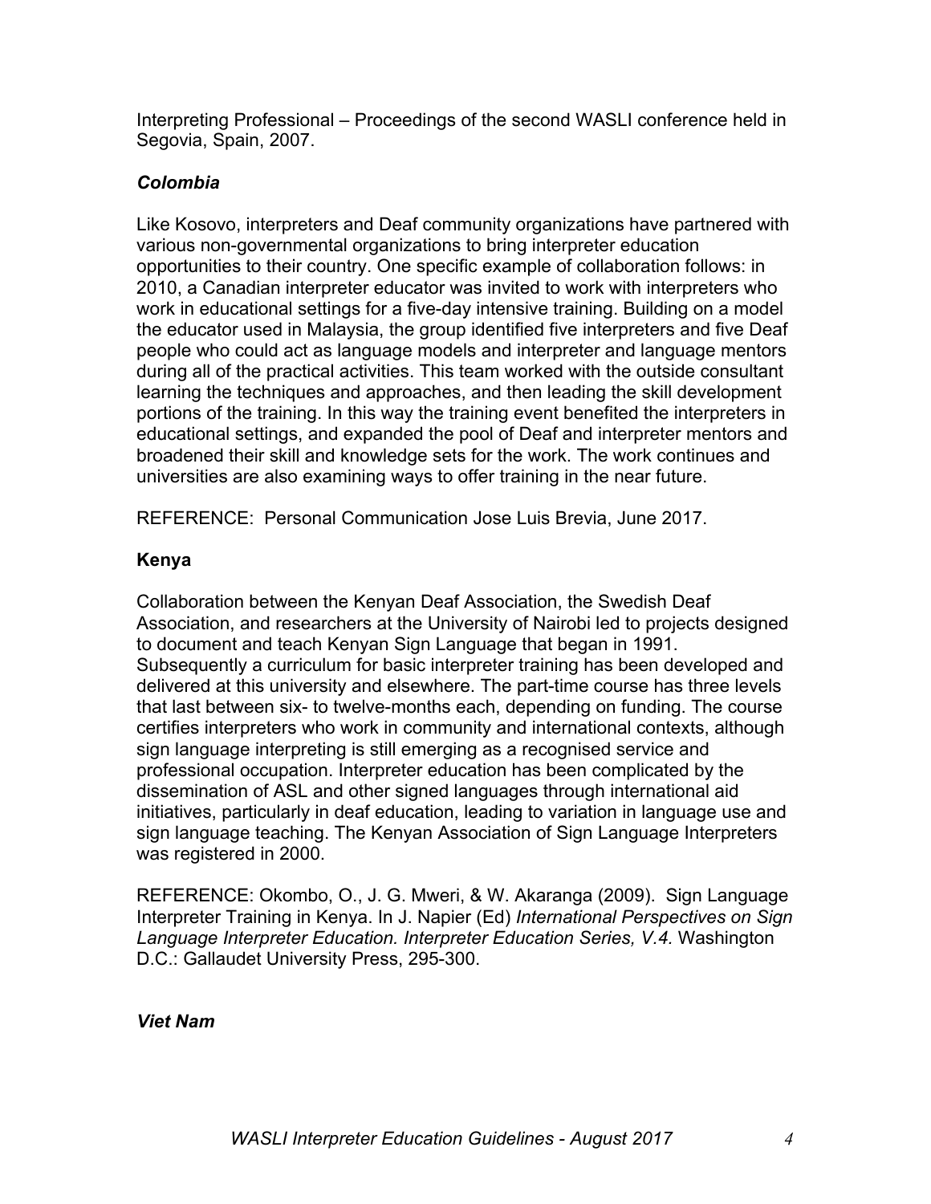Interpreting Professional – Proceedings of the second WASLI conference held in Segovia, Spain, 2007.

### *Colombia*

Like Kosovo, interpreters and Deaf community organizations have partnered with various non-governmental organizations to bring interpreter education opportunities to their country. One specific example of collaboration follows: in 2010, a Canadian interpreter educator was invited to work with interpreters who work in educational settings for a five-day intensive training. Building on a model the educator used in Malaysia, the group identified five interpreters and five Deaf people who could act as language models and interpreter and language mentors during all of the practical activities. This team worked with the outside consultant learning the techniques and approaches, and then leading the skill development portions of the training. In this way the training event benefited the interpreters in educational settings, and expanded the pool of Deaf and interpreter mentors and broadened their skill and knowledge sets for the work. The work continues and universities are also examining ways to offer training in the near future.

REFERENCE: Personal Communication Jose Luis Brevia, June 2017.

### **Kenya**

Collaboration between the Kenyan Deaf Association, the Swedish Deaf Association, and researchers at the University of Nairobi led to projects designed to document and teach Kenyan Sign Language that began in 1991. Subsequently a curriculum for basic interpreter training has been developed and delivered at this university and elsewhere. The part-time course has three levels that last between six- to twelve-months each, depending on funding. The course certifies interpreters who work in community and international contexts, although sign language interpreting is still emerging as a recognised service and professional occupation. Interpreter education has been complicated by the dissemination of ASL and other signed languages through international aid initiatives, particularly in deaf education, leading to variation in language use and sign language teaching. The Kenyan Association of Sign Language Interpreters was registered in 2000.

REFERENCE: Okombo, O., J. G. Mweri, & W. Akaranga (2009). Sign Language Interpreter Training in Kenya. In J. Napier (Ed) *International Perspectives on Sign Language Interpreter Education. Interpreter Education Series, V.4.* Washington D.C.: Gallaudet University Press, 295-300.

### *Viet Nam*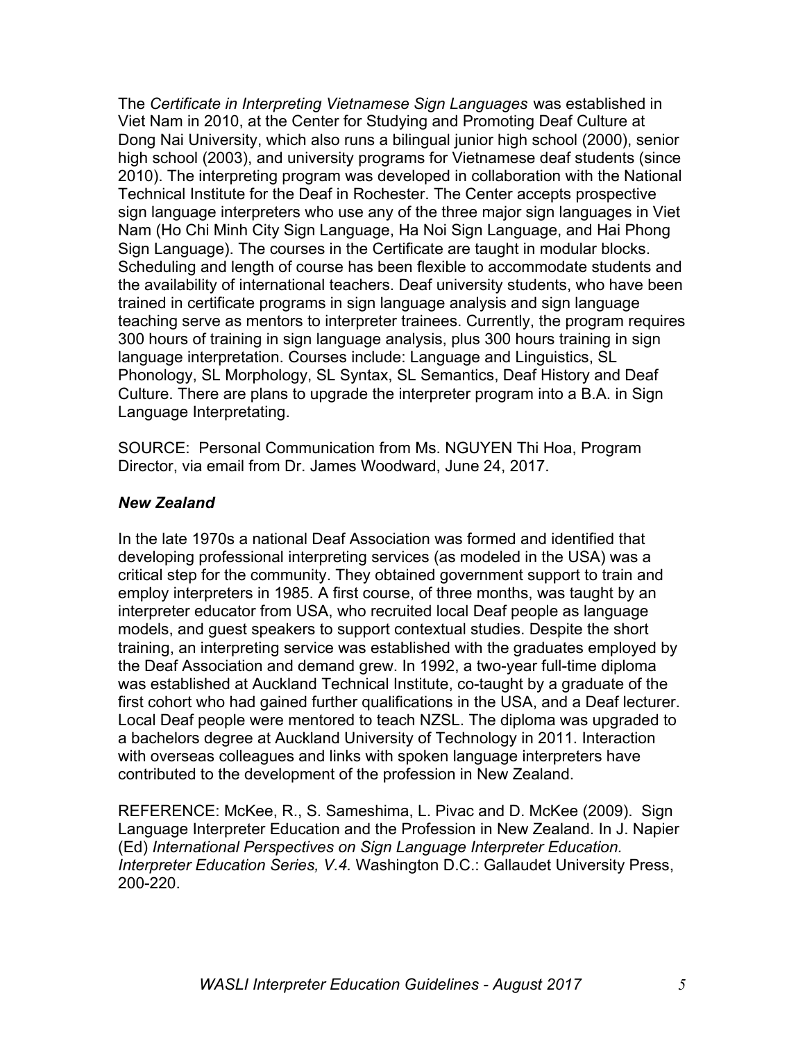The *Certificate in Interpreting Vietnamese Sign Languages* was established in Viet Nam in 2010, at the Center for Studying and Promoting Deaf Culture at Dong Nai University, which also runs a bilingual junior high school (2000), senior high school (2003), and university programs for Vietnamese deaf students (since 2010). The interpreting program was developed in collaboration with the National Technical Institute for the Deaf in Rochester. The Center accepts prospective sign language interpreters who use any of the three major sign languages in Viet Nam (Ho Chi Minh City Sign Language, Ha Noi Sign Language, and Hai Phong Sign Language). The courses in the Certificate are taught in modular blocks. Scheduling and length of course has been flexible to accommodate students and the availability of international teachers. Deaf university students, who have been trained in certificate programs in sign language analysis and sign language teaching serve as mentors to interpreter trainees. Currently, the program requires 300 hours of training in sign language analysis, plus 300 hours training in sign language interpretation. Courses include: Language and Linguistics, SL Phonology, SL Morphology, SL Syntax, SL Semantics, Deaf History and Deaf Culture. There are plans to upgrade the interpreter program into a B.A. in Sign Language Interpretating.

SOURCE: Personal Communication from Ms. NGUYEN Thi Hoa, Program Director, via email from Dr. James Woodward, June 24, 2017.

### *New Zealand*

In the late 1970s a national Deaf Association was formed and identified that developing professional interpreting services (as modeled in the USA) was a critical step for the community. They obtained government support to train and employ interpreters in 1985. A first course, of three months, was taught by an interpreter educator from USA, who recruited local Deaf people as language models, and guest speakers to support contextual studies. Despite the short training, an interpreting service was established with the graduates employed by the Deaf Association and demand grew. In 1992, a two-year full-time diploma was established at Auckland Technical Institute, co-taught by a graduate of the first cohort who had gained further qualifications in the USA, and a Deaf lecturer. Local Deaf people were mentored to teach NZSL. The diploma was upgraded to a bachelors degree at Auckland University of Technology in 2011. Interaction with overseas colleagues and links with spoken language interpreters have contributed to the development of the profession in New Zealand.

REFERENCE: McKee, R., S. Sameshima, L. Pivac and D. McKee (2009). Sign Language Interpreter Education and the Profession in New Zealand. In J. Napier (Ed) *International Perspectives on Sign Language Interpreter Education. Interpreter Education Series, V.4.* Washington D.C.: Gallaudet University Press, 200-220.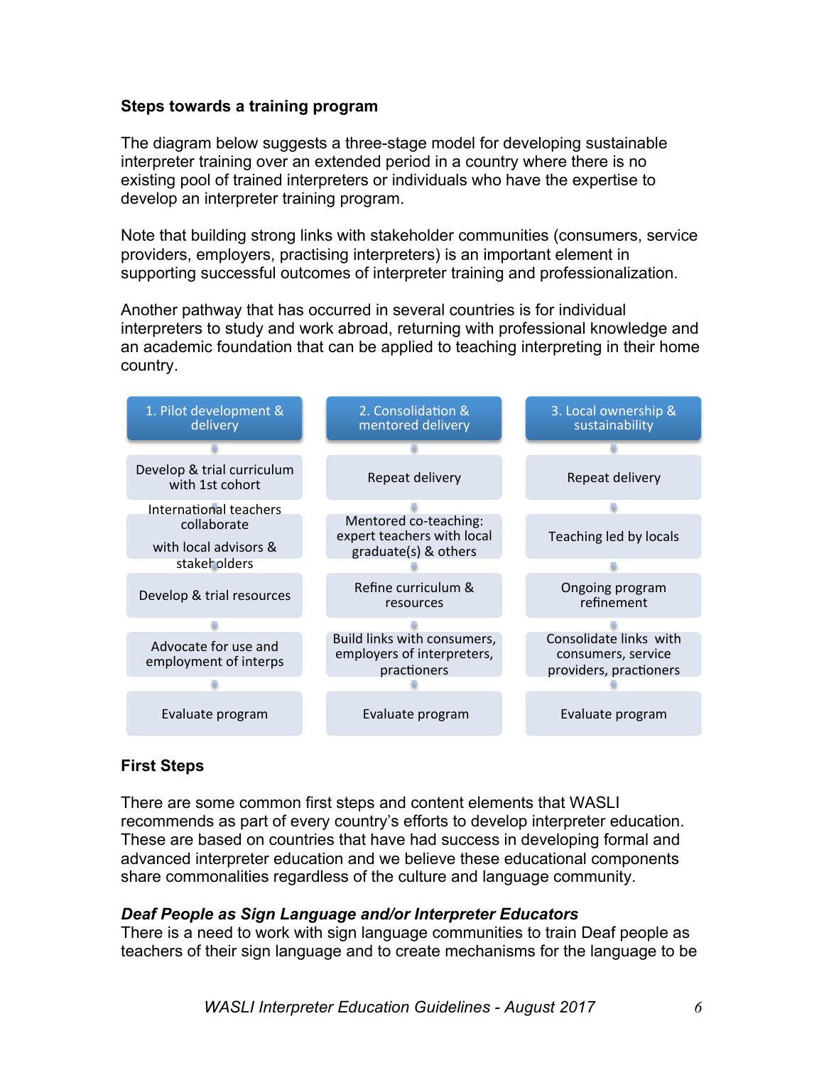### Steps towards a training program

The diagram below suggests a three-stage model for developing sustainable interpreter training over an extended period in a country where there is no existing pool of trained interpreters or individuals who have the expertise to develop an interpreter training program.

Note that building strong links with stakeholder communities (consumers, service providers, employers, practising interpreters) is an important element in supporting successful outcomes of interpreter training and professionalization.

Another pathway that has occurred in several countries is for individual interpreters to study and work abroad, returning with professional knowledge and an academic foundation that can be applied to teaching interpreting in their home country.

| 1. Pilot development & delivery | 2. Consolidation & mentored delivery | 3. Local ownership & sustainability |
|---|---|---|
| Develop & trial curriculum with 1st cohort | Repeat delivery | Repeat delivery |
| International teachers collaborate with local advisors & stakeholders | Mentored co-teaching: expert teachers with local graduate(s) & others | Teaching led by locals |
| Develop & trial resources | Refine curriculum & resources | Ongoing program refinement |
| Advocate for use and employment of interps | Build links with consumers, employers of interpreters, practioners | Consolidate links with consumers, service providers, practioners |
| Evaluate program | Evaluate program | Evaluate program |

### First Steps

There are some common first steps and content elements that WASLI recommends as part of every country's efforts to develop interpreter education. These are based on countries that have had success in developing formal and advanced interpreter education and we believe these educational components share commonalities regardless of the culture and language community.

***Deaf People as Sign Language and/or Interpreter Educators***

There is a need to work with sign language communities to train Deaf people as teachers of their sign language and to create mechanisms for the language to be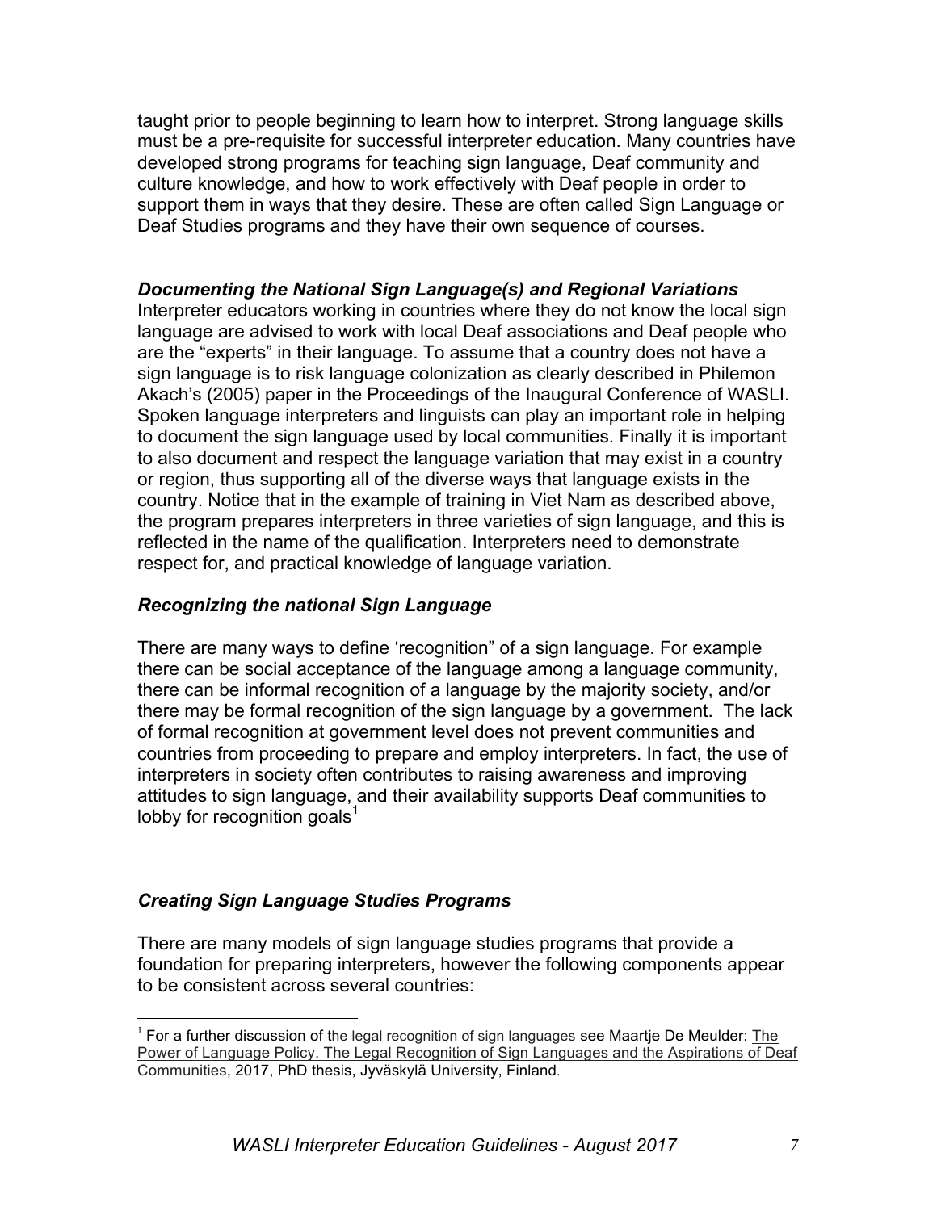taught prior to people beginning to learn how to interpret. Strong language skills must be a pre-requisite for successful interpreter education. Many countries have developed strong programs for teaching sign language, Deaf community and culture knowledge, and how to work effectively with Deaf people in order to support them in ways that they desire. These are often called Sign Language or Deaf Studies programs and they have their own sequence of courses.

### ***Documenting the National Sign Language(s) and Regional Variations***

Interpreter educators working in countries where they do not know the local sign language are advised to work with local Deaf associations and Deaf people who are the "experts" in their language. To assume that a country does not have a sign language is to risk language colonization as clearly described in Philemon Akach's (2005) paper in the Proceedings of the Inaugural Conference of WASLI. Spoken language interpreters and linguists can play an important role in helping to document the sign language used by local communities. Finally it is important to also document and respect the language variation that may exist in a country or region, thus supporting all of the diverse ways that language exists in the country. Notice that in the example of training in Viet Nam as described above, the program prepares interpreters in three varieties of sign language, and this is reflected in the name of the qualification. Interpreters need to demonstrate respect for, and practical knowledge of language variation.

### ***Recognizing the national Sign Language***

There are many ways to define 'recognition" of a sign language. For example there can be social acceptance of the language among a language community, there can be informal recognition of a language by the majority society, and/or there may be formal recognition of the sign language by a government. The lack of formal recognition at government level does not prevent communities and countries from proceeding to prepare and employ interpreters. In fact, the use of interpreters in society often contributes to raising awareness and improving attitudes to sign language, and their availability supports Deaf communities to lobby for recognition goals[1]

### ***Creating Sign Language Studies Programs***

There are many models of sign language studies programs that provide a foundation for preparing interpreters, however the following components appear to be consistent across several countries:

---

[1] For a further discussion of the legal recognition of sign languages see Maartje De Meulder: The Power of Language Policy. The Legal Recognition of Sign Languages and the Aspirations of Deaf Communities, 2017, PhD thesis, Jyväskylä University, Finland.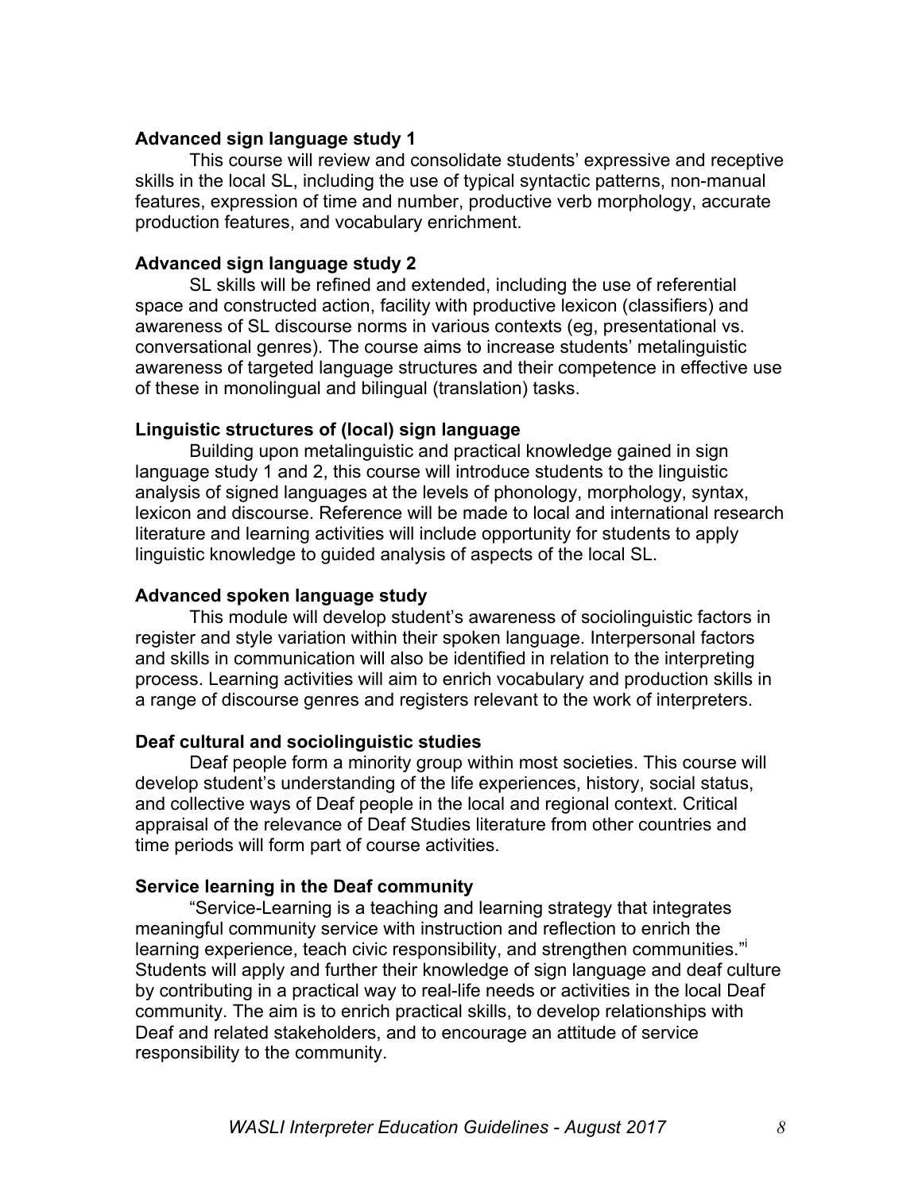**Advanced sign language study 1**

This course will review and consolidate students' expressive and receptive skills in the local SL, including the use of typical syntactic patterns, non-manual features, expression of time and number, productive verb morphology, accurate production features, and vocabulary enrichment.

**Advanced sign language study 2**

SL skills will be refined and extended, including the use of referential space and constructed action, facility with productive lexicon (classifiers) and awareness of SL discourse norms in various contexts (eg, presentational vs. conversational genres). The course aims to increase students' metalinguistic awareness of targeted language structures and their competence in effective use of these in monolingual and bilingual (translation) tasks.

**Linguistic structures of (local) sign language**

Building upon metalinguistic and practical knowledge gained in sign language study 1 and 2, this course will introduce students to the linguistic analysis of signed languages at the levels of phonology, morphology, syntax, lexicon and discourse. Reference will be made to local and international research literature and learning activities will include opportunity for students to apply linguistic knowledge to guided analysis of aspects of the local SL.

**Advanced spoken language study**

This module will develop student's awareness of sociolinguistic factors in register and style variation within their spoken language. Interpersonal factors and skills in communication will also be identified in relation to the interpreting process. Learning activities will aim to enrich vocabulary and production skills in a range of discourse genres and registers relevant to the work of interpreters.

**Deaf cultural and sociolinguistic studies**

Deaf people form a minority group within most societies. This course will develop student's understanding of the life experiences, history, social status, and collective ways of Deaf people in the local and regional context. Critical appraisal of the relevance of Deaf Studies literature from other countries and time periods will form part of course activities.

**Service learning in the Deaf community**

"Service-Learning is a teaching and learning strategy that integrates meaningful community service with instruction and reflection to enrich the learning experience, teach civic responsibility, and strengthen communities."[i] Students will apply and further their knowledge of sign language and deaf culture by contributing in a practical way to real-life needs or activities in the local Deaf community. The aim is to enrich practical skills, to develop relationships with Deaf and related stakeholders, and to encourage an attitude of service responsibility to the community.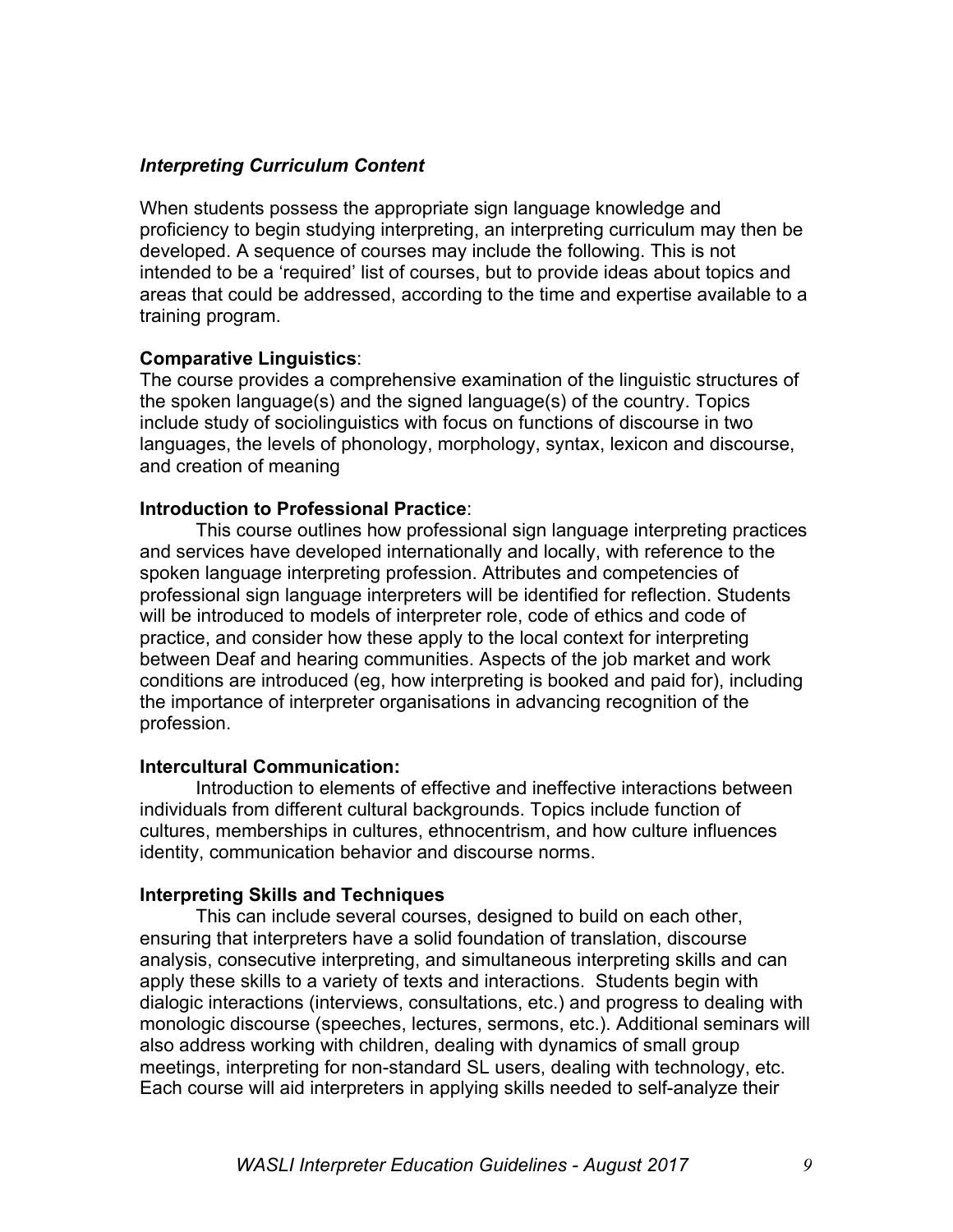### *Interpreting Curriculum Content*

When students possess the appropriate sign language knowledge and proficiency to begin studying interpreting, an interpreting curriculum may then be developed. A sequence of courses may include the following. This is not intended to be a 'required' list of courses, but to provide ideas about topics and areas that could be addressed, according to the time and expertise available to a training program.

**Comparative Linguistics**:
The course provides a comprehensive examination of the linguistic structures of the spoken language(s) and the signed language(s) of the country. Topics include study of sociolinguistics with focus on functions of discourse in two languages, the levels of phonology, morphology, syntax, lexicon and discourse, and creation of meaning

**Introduction to Professional Practice**:
This course outlines how professional sign language interpreting practices and services have developed internationally and locally, with reference to the spoken language interpreting profession. Attributes and competencies of professional sign language interpreters will be identified for reflection. Students will be introduced to models of interpreter role, code of ethics and code of practice, and consider how these apply to the local context for interpreting between Deaf and hearing communities. Aspects of the job market and work conditions are introduced (eg, how interpreting is booked and paid for), including the importance of interpreter organisations in advancing recognition of the profession.

**Intercultural Communication:**
Introduction to elements of effective and ineffective interactions between individuals from different cultural backgrounds. Topics include function of cultures, memberships in cultures, ethnocentrism, and how culture influences identity, communication behavior and discourse norms.

**Interpreting Skills and Techniques**
This can include several courses, designed to build on each other, ensuring that interpreters have a solid foundation of translation, discourse analysis, consecutive interpreting, and simultaneous interpreting skills and can apply these skills to a variety of texts and interactions. Students begin with dialogic interactions (interviews, consultations, etc.) and progress to dealing with monologic discourse (speeches, lectures, sermons, etc.). Additional seminars will also address working with children, dealing with dynamics of small group meetings, interpreting for non-standard SL users, dealing with technology, etc. Each course will aid interpreters in applying skills needed to self-analyze their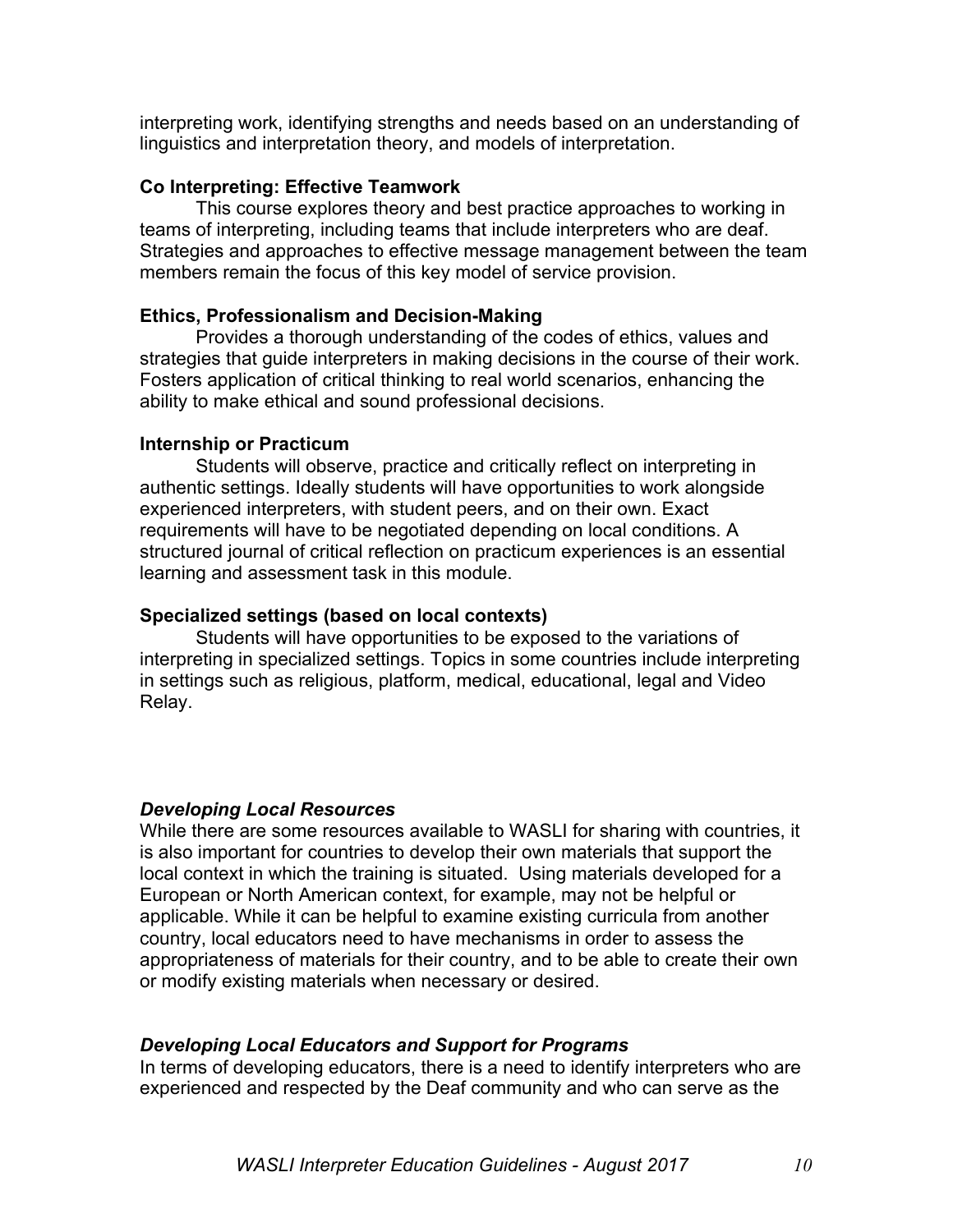interpreting work, identifying strengths and needs based on an understanding of linguistics and interpretation theory, and models of interpretation.

**Co Interpreting: Effective Teamwork**

This course explores theory and best practice approaches to working in teams of interpreting, including teams that include interpreters who are deaf. Strategies and approaches to effective message management between the team members remain the focus of this key model of service provision.

**Ethics, Professionalism and Decision-Making**

Provides a thorough understanding of the codes of ethics, values and strategies that guide interpreters in making decisions in the course of their work. Fosters application of critical thinking to real world scenarios, enhancing the ability to make ethical and sound professional decisions.

**Internship or Practicum**

Students will observe, practice and critically reflect on interpreting in authentic settings. Ideally students will have opportunities to work alongside experienced interpreters, with student peers, and on their own. Exact requirements will have to be negotiated depending on local conditions. A structured journal of critical reflection on practicum experiences is an essential learning and assessment task in this module.

**Specialized settings (based on local contexts)**

Students will have opportunities to be exposed to the variations of interpreting in specialized settings. Topics in some countries include interpreting in settings such as religious, platform, medical, educational, legal and Video Relay.

### *Developing Local Resources*

While there are some resources available to WASLI for sharing with countries, it is also important for countries to develop their own materials that support the local context in which the training is situated. Using materials developed for a European or North American context, for example, may not be helpful or applicable. While it can be helpful to examine existing curricula from another country, local educators need to have mechanisms in order to assess the appropriateness of materials for their country, and to be able to create their own or modify existing materials when necessary or desired.

### *Developing Local Educators and Support for Programs*

In terms of developing educators, there is a need to identify interpreters who are experienced and respected by the Deaf community and who can serve as the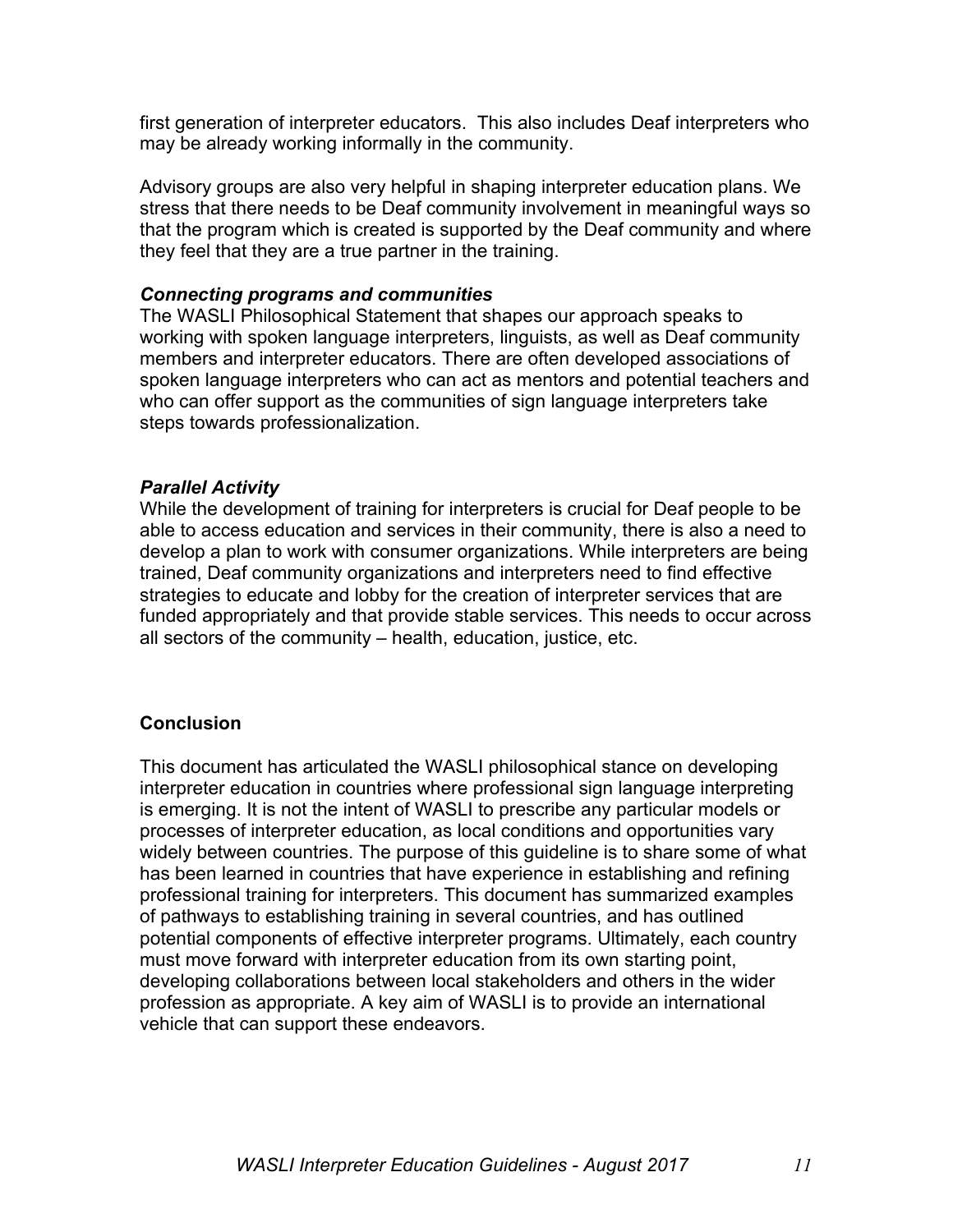first generation of interpreter educators. This also includes Deaf interpreters who may be already working informally in the community.

Advisory groups are also very helpful in shaping interpreter education plans. We stress that there needs to be Deaf community involvement in meaningful ways so that the program which is created is supported by the Deaf community and where they feel that they are a true partner in the training.

***Connecting programs and communities***

The WASLI Philosophical Statement that shapes our approach speaks to working with spoken language interpreters, linguists, as well as Deaf community members and interpreter educators. There are often developed associations of spoken language interpreters who can act as mentors and potential teachers and who can offer support as the communities of sign language interpreters take steps towards professionalization.

***Parallel Activity***

While the development of training for interpreters is crucial for Deaf people to be able to access education and services in their community, there is also a need to develop a plan to work with consumer organizations. While interpreters are being trained, Deaf community organizations and interpreters need to find effective strategies to educate and lobby for the creation of interpreter services that are funded appropriately and that provide stable services. This needs to occur across all sectors of the community – health, education, justice, etc.

## Conclusion

This document has articulated the WASLI philosophical stance on developing interpreter education in countries where professional sign language interpreting is emerging. It is not the intent of WASLI to prescribe any particular models or processes of interpreter education, as local conditions and opportunities vary widely between countries. The purpose of this guideline is to share some of what has been learned in countries that have experience in establishing and refining professional training for interpreters. This document has summarized examples of pathways to establishing training in several countries, and has outlined potential components of effective interpreter programs. Ultimately, each country must move forward with interpreter education from its own starting point, developing collaborations between local stakeholders and others in the wider profession as appropriate. A key aim of WASLI is to provide an international vehicle that can support these endeavors.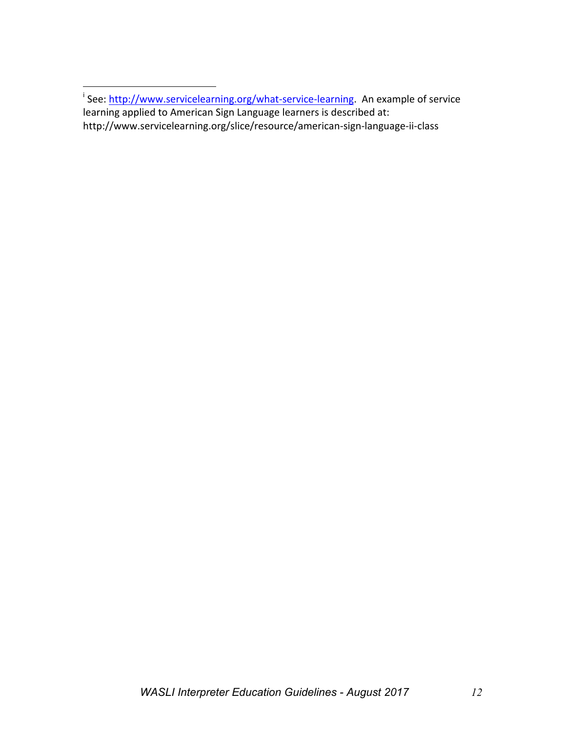[i] See: http://www.servicelearning.org/what-service-learning. An example of service learning applied to American Sign Language learners is described at: http://www.servicelearning.org/slice/resource/american-sign-language-ii-class